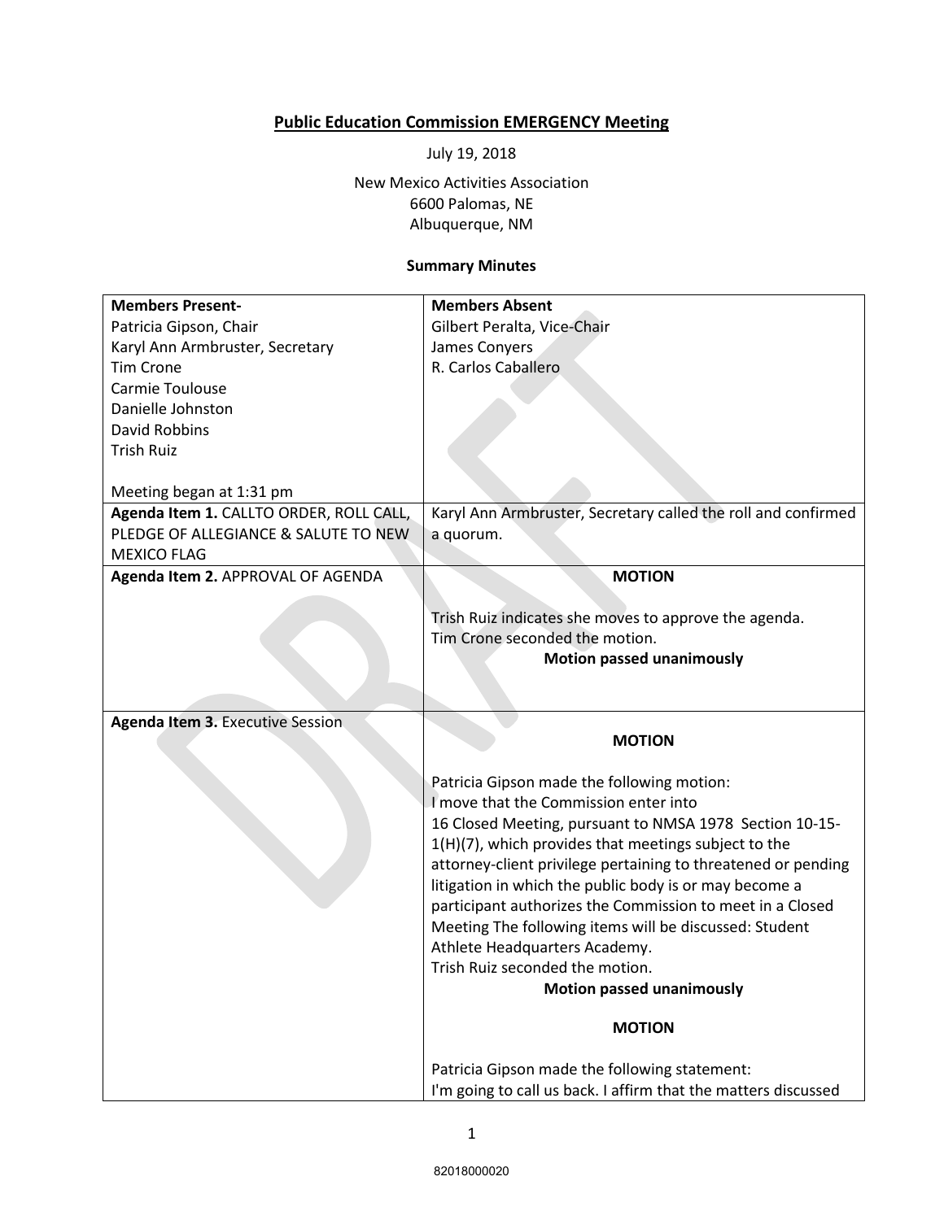**Public Education Commission EMERGENCY Meeting**

July 19, 2018

New Mexico Activities Association
6600 Palomas, NE
Albuquerque, NM

**Summary Minutes**

| **Members Present-**<br>Patricia Gipson, Chair<br>Karyl Ann Armbruster, Secretary<br>Tim Crone<br>Carmie Toulouse<br>Danielle Johnston<br>David Robbins<br>Trish Ruiz<br><br>Meeting began at 1:31 pm | **Members Absent**<br>Gilbert Peralta, Vice-Chair<br>James Conyers<br>R. Carlos Caballero |
|---|---|
| **Agenda Item 1.** CALLTO ORDER, ROLL CALL, PLEDGE OF ALLEGIANCE & SALUTE TO NEW MEXICO FLAG | Karyl Ann Armbruster, Secretary called the roll and confirmed a quorum. |
| **Agenda Item 2.** APPROVAL OF AGENDA | **MOTION**<br><br>Trish Ruiz indicates she moves to approve the agenda.<br>Tim Crone seconded the motion.<br>**Motion passed unanimously** |
| **Agenda Item 3.** Executive Session | **MOTION**<br><br>Patricia Gipson made the following motion:<br>I move that the Commission enter into<br>16 Closed Meeting, pursuant to NMSA 1978 Section 10-15-1(H)(7), which provides that meetings subject to the attorney-client privilege pertaining to threatened or pending litigation in which the public body is or may become a participant authorizes the Commission to meet in a Closed Meeting The following items will be discussed: Student Athlete Headquarters Academy.<br>Trish Ruiz seconded the motion.<br>**Motion passed unanimously**<br><br>**MOTION**<br><br>Patricia Gipson made the following statement:<br>I'm going to call us back. I affirm that the matters discussed |

82018000020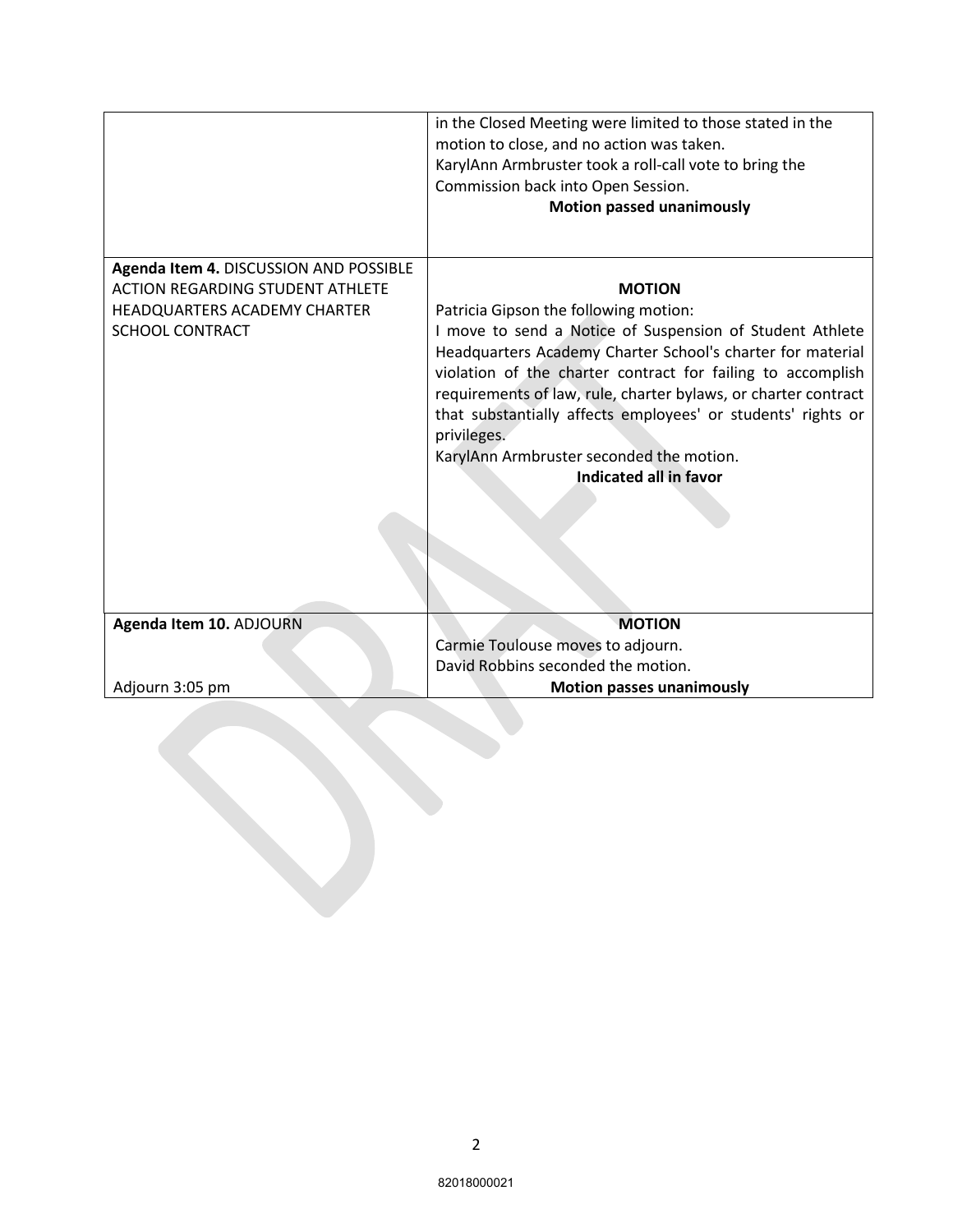| | |
|---|---|
| | in the Closed Meeting were limited to those stated in the motion to close, and no action was taken.<br>KarylAnn Armbruster took a roll-call vote to bring the Commission back into Open Session.<br>**Motion passed unanimously** |
| **Agenda Item 4.** DISCUSSION AND POSSIBLE ACTION REGARDING STUDENT ATHLETE HEADQUARTERS ACADEMY CHARTER SCHOOL CONTRACT | **MOTION**<br>Patricia Gipson the following motion:<br>I move to send a Notice of Suspension of Student Athlete Headquarters Academy Charter School's charter for material violation of the charter contract for failing to accomplish requirements of law, rule, charter bylaws, or charter contract that substantially affects employees' or students' rights or privileges.<br>KarylAnn Armbruster seconded the motion.<br>**Indicated all in favor** |
| **Agenda Item 10.** ADJOURN<br><br>Adjourn 3:05 pm | **MOTION**<br>Carmie Toulouse moves to adjourn.<br>David Robbins seconded the motion.<br>**Motion passes unanimously** |

82018000021